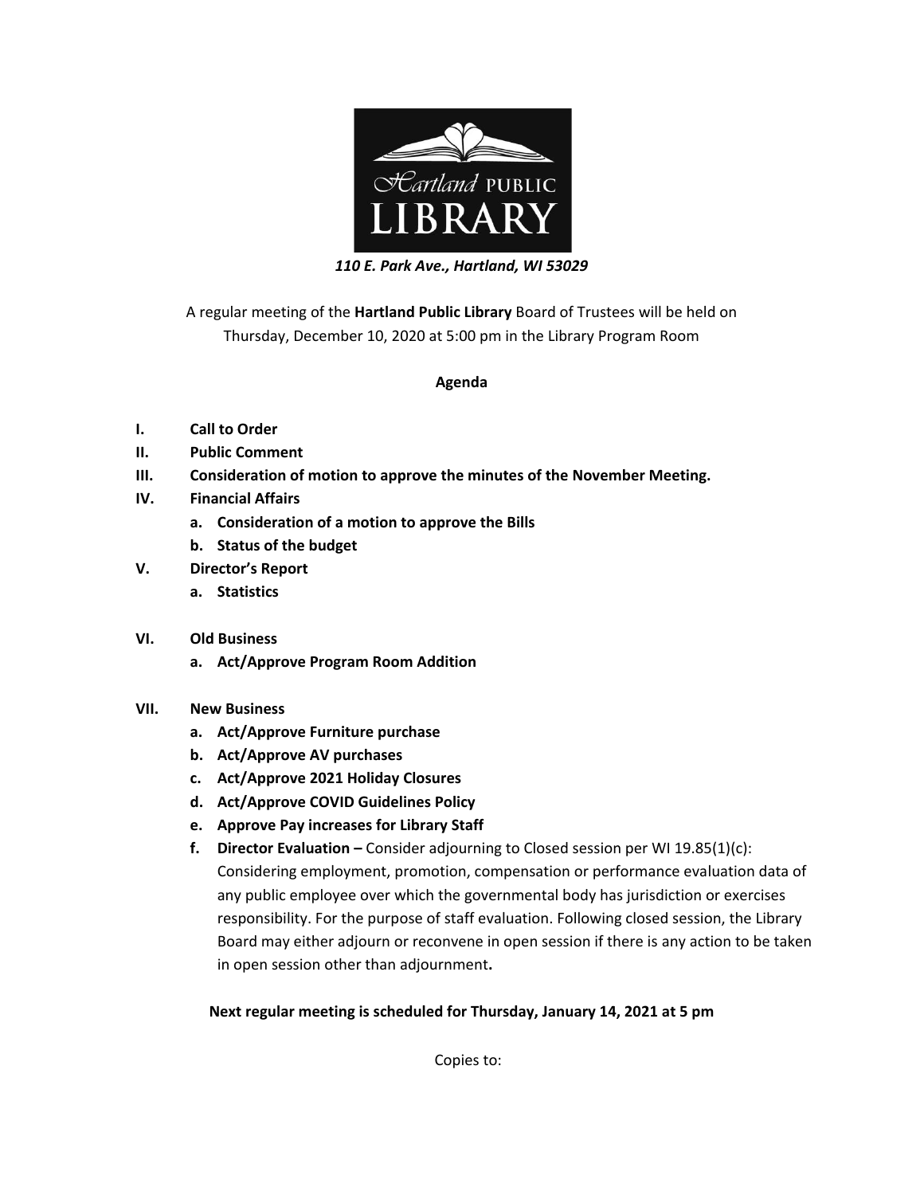Hartland PUBLIC LIBRARY

*110 E. Park Ave., Hartland, WI 53029*

A regular meeting of the **Hartland Public Library** Board of Trustees will be held on Thursday, December 10, 2020 at 5:00 pm in the Library Program Room

**Agenda**

- **I. Call to Order**
- **II. Public Comment**
- **III. Consideration of motion to approve the minutes of the November Meeting.**
- **IV. Financial Affairs**
  - **a. Consideration of a motion to approve the Bills**
  - **b. Status of the budget**
- **V. Director's Report**
  - **a. Statistics**
- **VI. Old Business**
  - **a. Act/Approve Program Room Addition**
- **VII. New Business**
  - **a. Act/Approve Furniture purchase**
  - **b. Act/Approve AV purchases**
  - **c. Act/Approve 2021 Holiday Closures**
  - **d. Act/Approve COVID Guidelines Policy**
  - **e. Approve Pay increases for Library Staff**
  - **f. Director Evaluation –** Consider adjourning to Closed session per WI 19.85(1)(c): Considering employment, promotion, compensation or performance evaluation data of any public employee over which the governmental body has jurisdiction or exercises responsibility. For the purpose of staff evaluation. Following closed session, the Library Board may either adjourn or reconvene in open session if there is any action to be taken in open session other than adjournment**.**

**Next regular meeting is scheduled for Thursday, January 14, 2021 at 5 pm**

Copies to: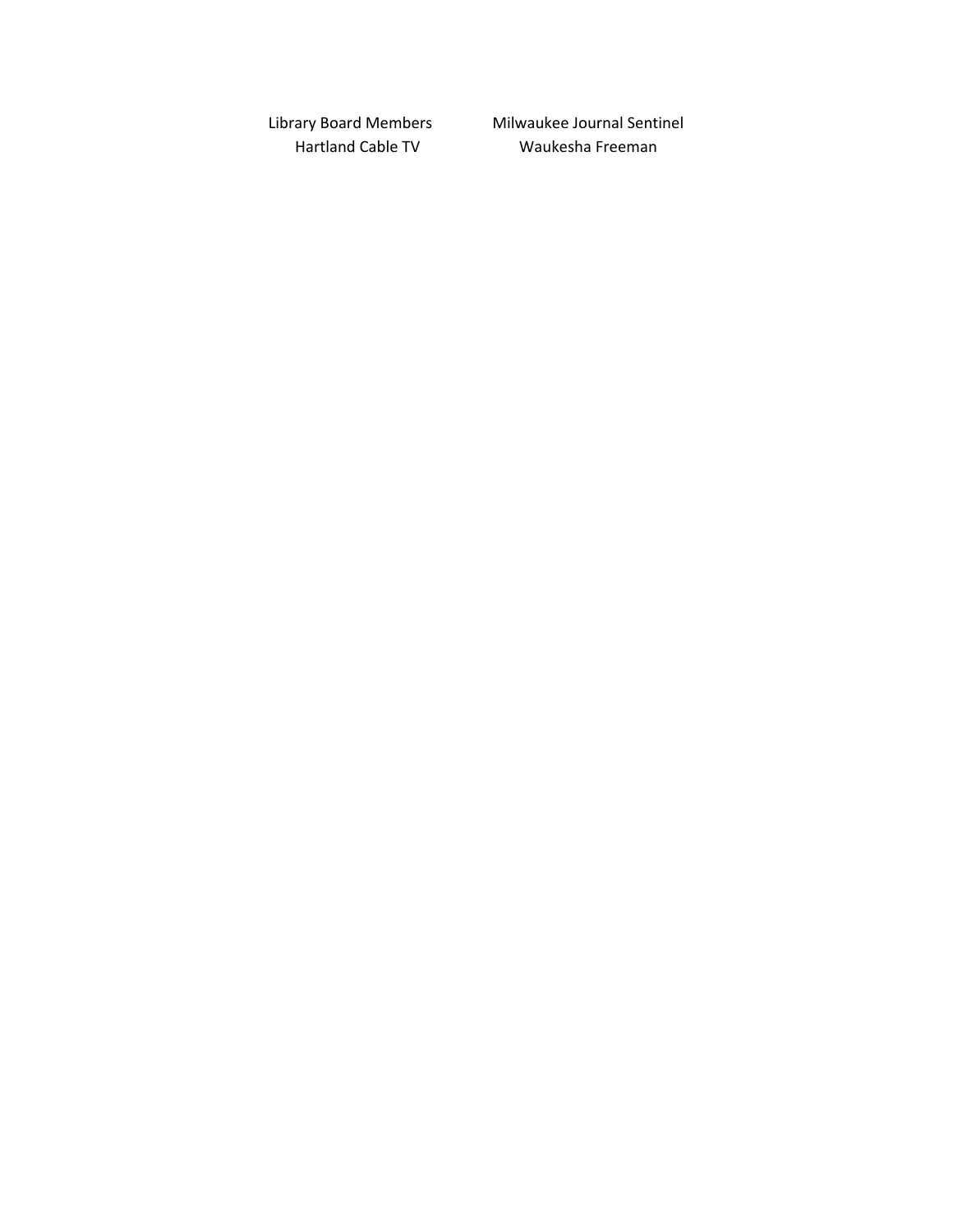Library Board Members Milwaukee Journal Sentinel
Hartland Cable TV Waukesha Freeman